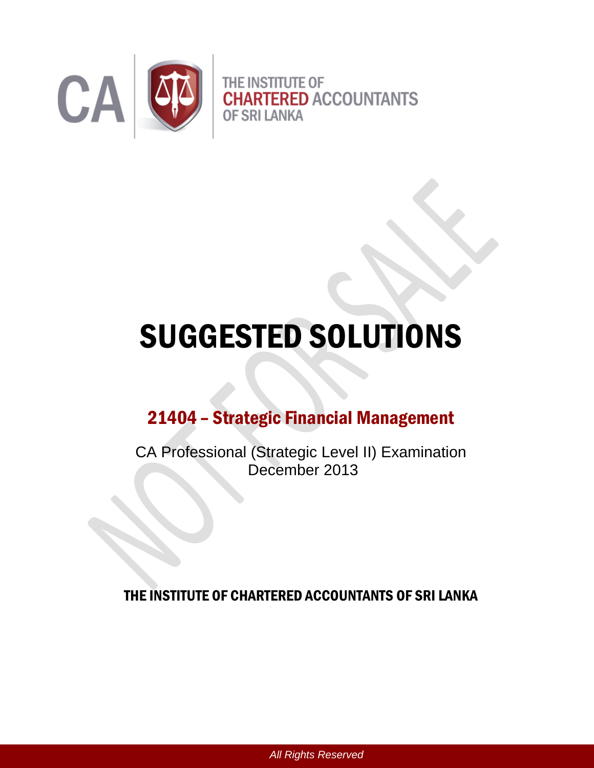CA

THE INSTITUTE OF
CHARTERED ACCOUNTANTS
OF SRI LANKA

# SUGGESTED SOLUTIONS

## 21404 – Strategic Financial Management

CA Professional (Strategic Level II) Examination
December 2013

**THE INSTITUTE OF CHARTERED ACCOUNTANTS OF SRI LANKA**

*All Rights Reserved*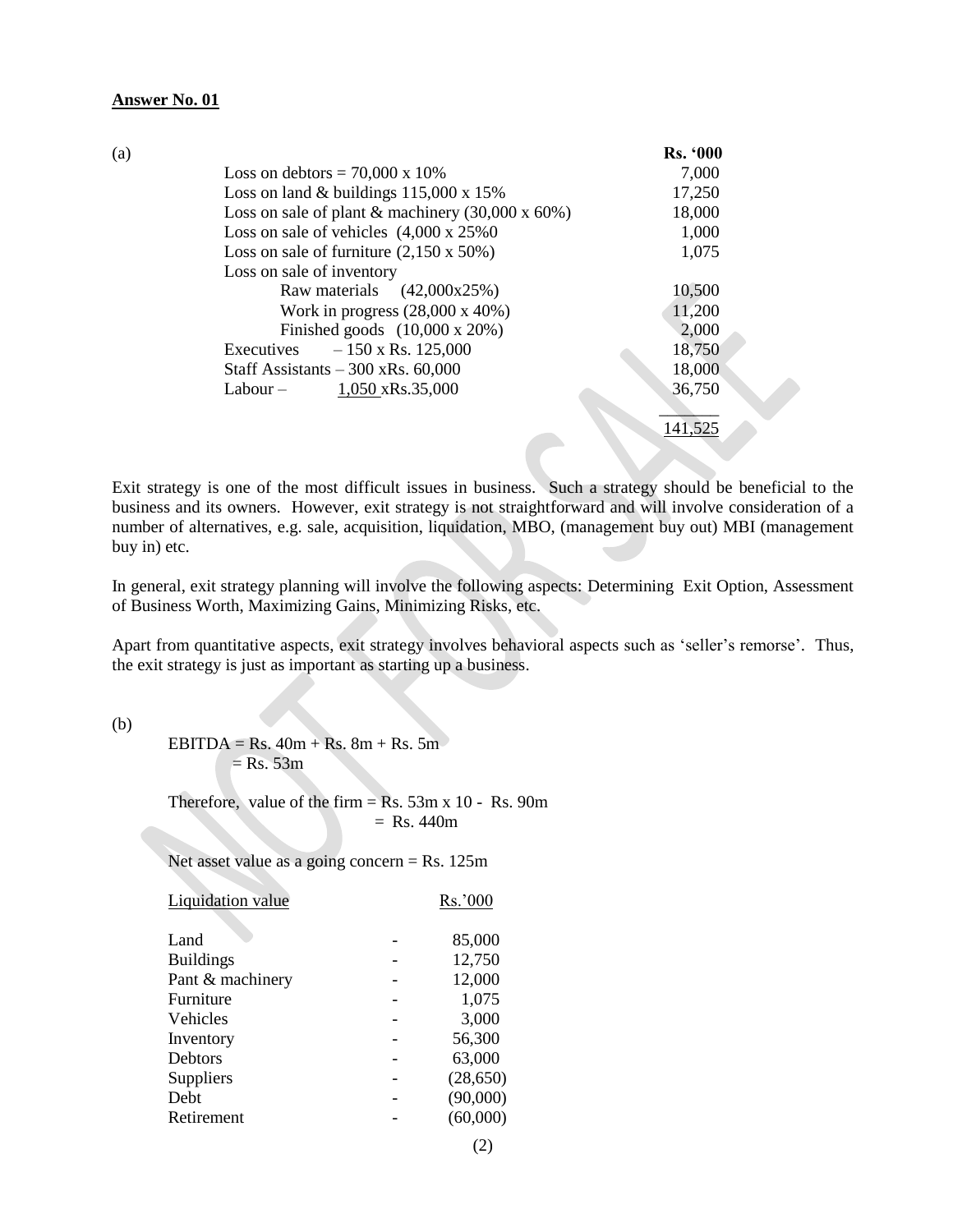**Answer No. 01**

(a)

| | Rs. '000 |
|---|---|
| Loss on debtors = 70,000 x 10% | 7,000 |
| Loss on land & buildings 115,000 x 15% | 17,250 |
| Loss on sale of plant & machinery (30,000 x 60%) | 18,000 |
| Loss on sale of vehicles (4,000 x 25%0 | 1,000 |
| Loss on sale of furniture (2,150 x 50%) | 1,075 |
| Loss on sale of inventory | |
| Raw materials (42,000x25%) | 10,500 |
| Work in progress (28,000 x 40%) | 11,200 |
| Finished goods (10,000 x 20%) | 2,000 |
| Executives – 150 x Rs. 125,000 | 18,750 |
| Staff Assistants – 300 xRs. 60,000 | 18,000 |
| Labour – 1,050 xRs.35,000 | 36,750 |
| | 141,525 |

Exit strategy is one of the most difficult issues in business. Such a strategy should be beneficial to the business and its owners. However, exit strategy is not straightforward and will involve consideration of a number of alternatives, e.g. sale, acquisition, liquidation, MBO, (management buy out) MBI (management buy in) etc.

In general, exit strategy planning will involve the following aspects: Determining Exit Option, Assessment of Business Worth, Maximizing Gains, Minimizing Risks, etc.

Apart from quantitative aspects, exit strategy involves behavioral aspects such as 'seller's remorse'. Thus, the exit strategy is just as important as starting up a business.

(b)

EBITDA = Rs. 40m + Rs. 8m + Rs. 5m
= Rs. 53m

Therefore, value of the firm = Rs. 53m x 10 - Rs. 90m
= Rs. 440m

Net asset value as a going concern = Rs. 125m

| Liquidation value | | Rs.'000 |
|---|---|---|
| Land | - | 85,000 |
| Buildings | - | 12,750 |
| Pant & machinery | - | 12,000 |
| Furniture | - | 1,075 |
| Vehicles | - | 3,000 |
| Inventory | - | 56,300 |
| Debtors | - | 63,000 |
| Suppliers | - | (28,650) |
| Debt | - | (90,000) |
| Retirement | - | (60,000) |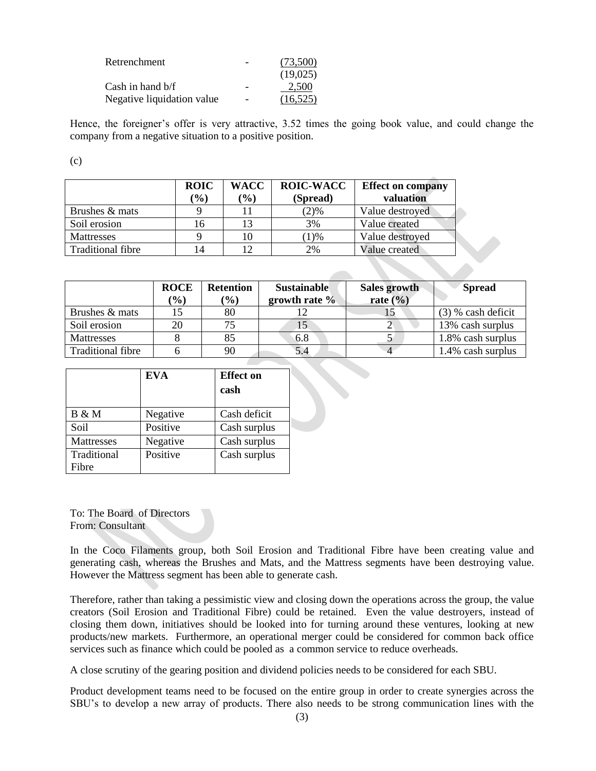| | | |
|---|---|---|
| Retrenchment | - | (73,500) |
| | | (19,025) |
| Cash in hand b/f | - | 2,500 |
| Negative liquidation value | - | (16,525) |

Hence, the foreigner's offer is very attractive, 3.52 times the going book value, and could change the company from a negative situation to a positive position.

(c)

| | ROIC (%) | WACC (%) | ROIC-WACC (Spread) | Effect on company valuation |
|---|---|---|---|---|
| Brushes & mats | 9 | 11 | (2)% | Value destroyed |
| Soil erosion | 16 | 13 | 3% | Value created |
| Mattresses | 9 | 10 | (1)% | Value destroyed |
| Traditional fibre | 14 | 12 | 2% | Value created |

| | ROCE (%) | Retention (%) | Sustainable growth rate % | Sales growth rate (%) | Spread |
|---|---|---|---|---|---|
| Brushes & mats | 15 | 80 | 12 | 15 | (3) % cash deficit |
| Soil erosion | 20 | 75 | 15 | 2 | 13% cash surplus |
| Mattresses | 8 | 85 | 6.8 | 5 | 1.8% cash surplus |
| Traditional fibre | 6 | 90 | 5.4 | 4 | 1.4% cash surplus |

| | EVA | Effect on cash |
|---|---|---|
| B & M | Negative | Cash deficit |
| Soil | Positive | Cash surplus |
| Mattresses | Negative | Cash surplus |
| Traditional Fibre | Positive | Cash surplus |

To: The Board of Directors
From: Consultant

In the Coco Filaments group, both Soil Erosion and Traditional Fibre have been creating value and generating cash, whereas the Brushes and Mats, and the Mattress segments have been destroying value. However the Mattress segment has been able to generate cash.

Therefore, rather than taking a pessimistic view and closing down the operations across the group, the value creators (Soil Erosion and Traditional Fibre) could be retained. Even the value destroyers, instead of closing them down, initiatives should be looked into for turning around these ventures, looking at new products/new markets. Furthermore, an operational merger could be considered for common back office services such as finance which could be pooled as a common service to reduce overheads.

A close scrutiny of the gearing position and dividend policies needs to be considered for each SBU.

Product development teams need to be focused on the entire group in order to create synergies across the SBU's to develop a new array of products. There also needs to be strong communication lines with the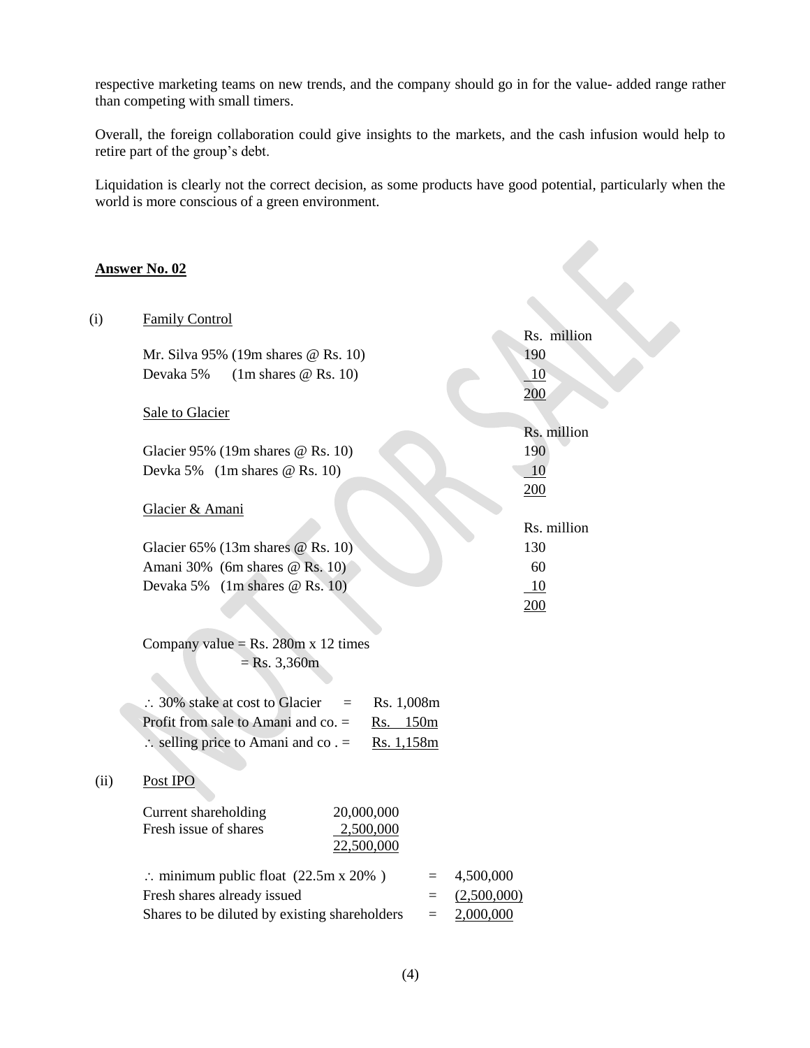respective marketing teams on new trends, and the company should go in for the value- added range rather than competing with small timers.

Overall, the foreign collaboration could give insights to the markets, and the cash infusion would help to retire part of the group's debt.

Liquidation is clearly not the correct decision, as some products have good potential, particularly when the world is more conscious of a green environment.

**Answer No. 02**

(i) Family Control

| | Rs. million |
|---|---|
| Mr. Silva 95% (19m shares @ Rs. 10) | 190 |
| Devaka 5% (1m shares @ Rs. 10) | 10 |
| | 200 |

Sale to Glacier

| | Rs. million |
|---|---|
| Glacier 95% (19m shares @ Rs. 10) | 190 |
| Devka 5% (1m shares @ Rs. 10) | 10 |
| | 200 |

Glacier & Amani

| | Rs. million |
|---|---|
| Glacier 65% (13m shares @ Rs. 10) | 130 |
| Amani 30% (6m shares @ Rs. 10) | 60 |
| Devaka 5% (1m shares @ Rs. 10) | 10 |
| | 200 |

Company value = Rs. 280m x 12 times
= Rs. 3,360m

| | | |
|---|---|---|
| ∴ 30% stake at cost to Glacier | = | Rs. 1,008m |
| Profit from sale to Amani and co. = | | Rs. 150m |
| ∴ selling price to Amani and co . = | | Rs. 1,158m |

(ii) Post IPO

| | |
|---|---|
| Current shareholding | 20,000,000 |
| Fresh issue of shares | 2,500,000 |
| | 22,500,000 |

| | | |
|---|---|---|
| ∴ minimum public float (22.5m x 20% ) | = | 4,500,000 |
| Fresh shares already issued | = | (2,500,000) |
| Shares to be diluted by existing shareholders | = | 2,000,000 |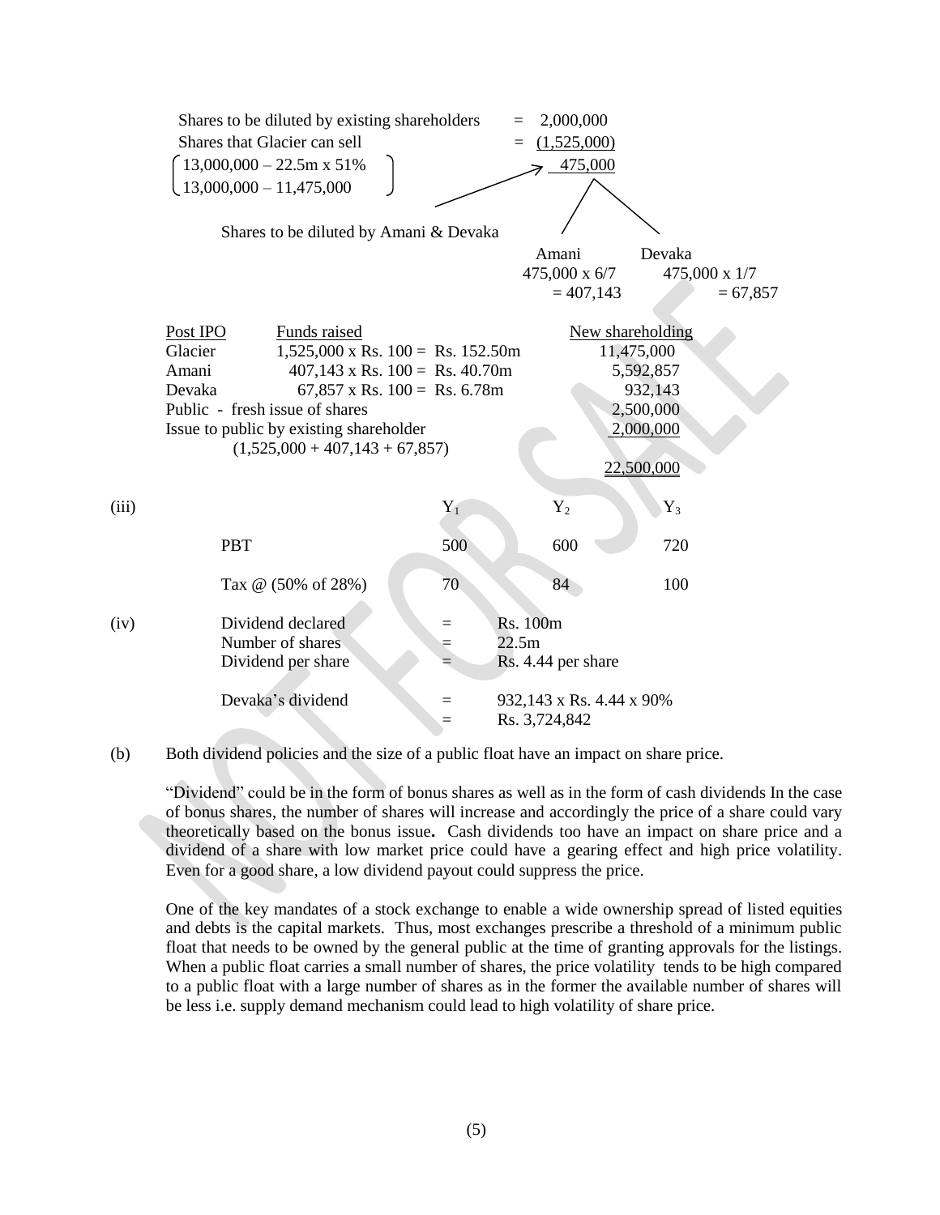| | | |
|---|---|---|
| Shares to be diluted by existing shareholders | = | 2,000,000 |
| Shares that Glacier can sell | = | (1,525,000) |
| (13,000,000 – 22.5m x 51%; 13,000,000 – 11,475,000) | | 475,000 |

Shares to be diluted by Amani & Devaka

| Amani | Devaka |
|---|---|
| 475,000 x 6/7 = 407,143 | 475,000 x 1/7 = 67,857 |

| Post IPO | Funds raised | New shareholding |
|---|---|---|
| Glacier | 1,525,000 x Rs. 100 = Rs. 152.50m | 11,475,000 |
| Amani | 407,143 x Rs. 100 = Rs. 40.70m | 5,592,857 |
| Devaka | 67,857 x Rs. 100 = Rs. 6.78m | 932,143 |
| Public - fresh issue of shares | | 2,500,000 |
| Issue to public by existing shareholder (1,525,000 + 407,143 + 67,857) | | 2,000,000 |
| | | 22,500,000 |

(iii)

| | $Y_1$ | $Y_2$ | $Y_3$ |
|---|---|---|---|
| PBT | 500 | 600 | 720 |
| Tax @ (50% of 28%) | 70 | 84 | 100 |

(iv)

| | | |
|---|---|---|
| Dividend declared | = | Rs. 100m |
| Number of shares | = | 22.5m |
| Dividend per share | = | Rs. 4.44 per share |
| Devaka's dividend | = | 932,143 x Rs. 4.44 x 90% |
| | = | Rs. 3,724,842 |

(b) Both dividend policies and the size of a public float have an impact on share price.

"Dividend" could be in the form of bonus shares as well as in the form of cash dividends In the case of bonus shares, the number of shares will increase and accordingly the price of a share could vary theoretically based on the bonus issue**.** Cash dividends too have an impact on share price and a dividend of a share with low market price could have a gearing effect and high price volatility. Even for a good share, a low dividend payout could suppress the price.

One of the key mandates of a stock exchange to enable a wide ownership spread of listed equities and debts is the capital markets. Thus, most exchanges prescribe a threshold of a minimum public float that needs to be owned by the general public at the time of granting approvals for the listings. When a public float carries a small number of shares, the price volatility tends to be high compared to a public float with a large number of shares as in the former the available number of shares will be less i.e. supply demand mechanism could lead to high volatility of share price.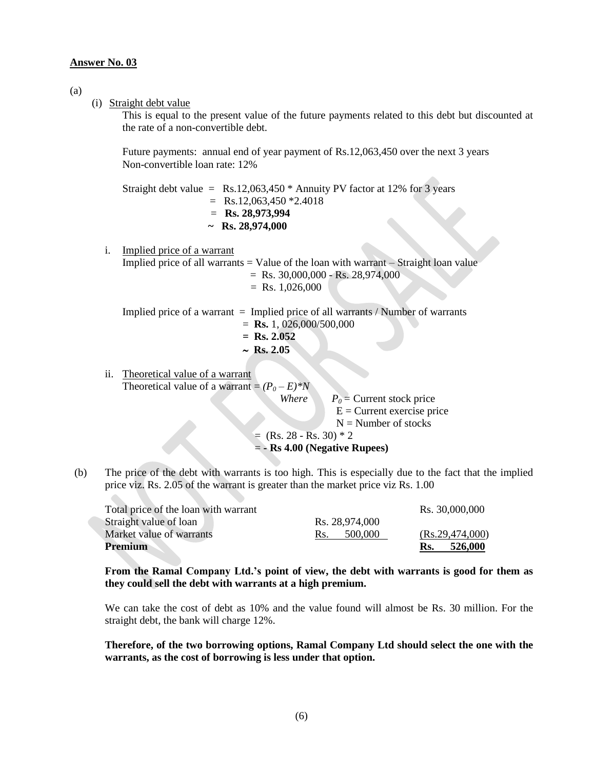**Answer No. 03**

(a)

(i) Straight debt value

This is equal to the present value of the future payments related to this debt but discounted at the rate of a non-convertible debt.

Future payments: annual end of year payment of Rs.12,063,450 over the next 3 years
Non-convertible loan rate: 12%

Straight debt value = Rs.12,063,450 * Annuity PV factor at 12% for 3 years
= Rs.12,063,450 *2.4018
= **Rs. 28,973,994**
~ **Rs. 28,974,000**

i. Implied price of a warrant

Implied price of all warrants = Value of the loan with warrant – Straight loan value
= Rs. 30,000,000 - Rs. 28,974,000
= Rs. 1,026,000

Implied price of a warrant = Implied price of all warrants / Number of warrants
= **Rs.** 1, 026,000/500,000
= **Rs. 2.052**
~ **Rs. 2.05**

ii. Theoretical value of a warrant

Theoretical value of a warrant = $(P_0 - E)*N$

*Where* $P_0$ = Current stock price
E = Current exercise price
N = Number of stocks

= (Rs. 28 - Rs. 30) * 2
= **- Rs 4.00 (Negative Rupees)**

(b) The price of the debt with warrants is too high. This is especially due to the fact that the implied price viz. Rs. 2.05 of the warrant is greater than the market price viz Rs. 1.00

| | | |
|---|---|---|
| Total price of the loan with warrant | | Rs. 30,000,000 |
| Straight value of loan | Rs. 28,974,000 | |
| Market value of warrants | Rs. 500,000 | (Rs.29,474,000) |
| **Premium** | | **Rs. 526,000** |

**From the Ramal Company Ltd.'s point of view, the debt with warrants is good for them as they could sell the debt with warrants at a high premium.**

We can take the cost of debt as 10% and the value found will almost be Rs. 30 million. For the straight debt, the bank will charge 12%.

**Therefore, of the two borrowing options, Ramal Company Ltd should select the one with the warrants, as the cost of borrowing is less under that option.**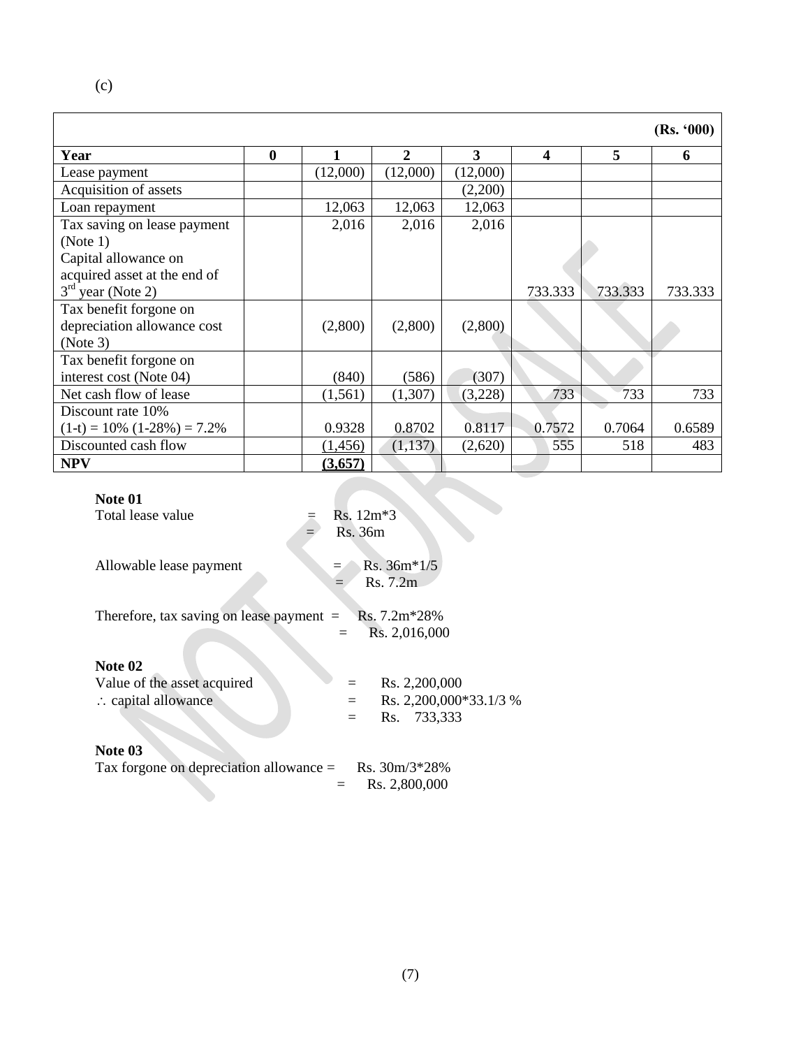(c)

| | | | | | | | (Rs. '000) |
|---|---|---|---|---|---|---|---|
| **Year** | **0** | **1** | **2** | **3** | **4** | **5** | **6** |
| Lease payment | | (12,000) | (12,000) | (12,000) | | | |
| Acquisition of assets | | | | (2,200) | | | |
| Loan repayment | | 12,063 | 12,063 | 12,063 | | | |
| Tax saving on lease payment (Note 1) Capital allowance on acquired asset at the end of 3rd year (Note 2) | | 2,016 | 2,016 | 2,016 | 733.333 | 733.333 | 733.333 |
| Tax benefit forgone on depreciation allowance cost (Note 3) | | (2,800) | (2,800) | (2,800) | | | |
| Tax benefit forgone on interest cost (Note 04) | | (840) | (586) | (307) | | | |
| Net cash flow of lease | | (1,561) | (1,307) | (3,228) | 733 | 733 | 733 |
| Discount rate 10% (1-t) = 10% (1-28%) = 7.2% | | 0.9328 | 0.8702 | 0.8117 | 0.7572 | 0.7064 | 0.6589 |
| Discounted cash flow | | (1,456) | (1,137) | (2,620) | 555 | 518 | 483 |
| **NPV** | | **(3,657)** | | | | | |

**Note 01**

Total lease value = Rs. 12m*3
= Rs. 36m

Allowable lease payment = Rs. 36m*1/5
= Rs. 7.2m

Therefore, tax saving on lease payment = Rs. 7.2m*28%
= Rs. 2,016,000

**Note 02**

Value of the asset acquired = Rs. 2,200,000
∴ capital allowance = Rs. 2,200,000*33.1/3 %
= Rs. 733,333

**Note 03**

Tax forgone on depreciation allowance = Rs. 30m/3*28%
= Rs. 2,800,000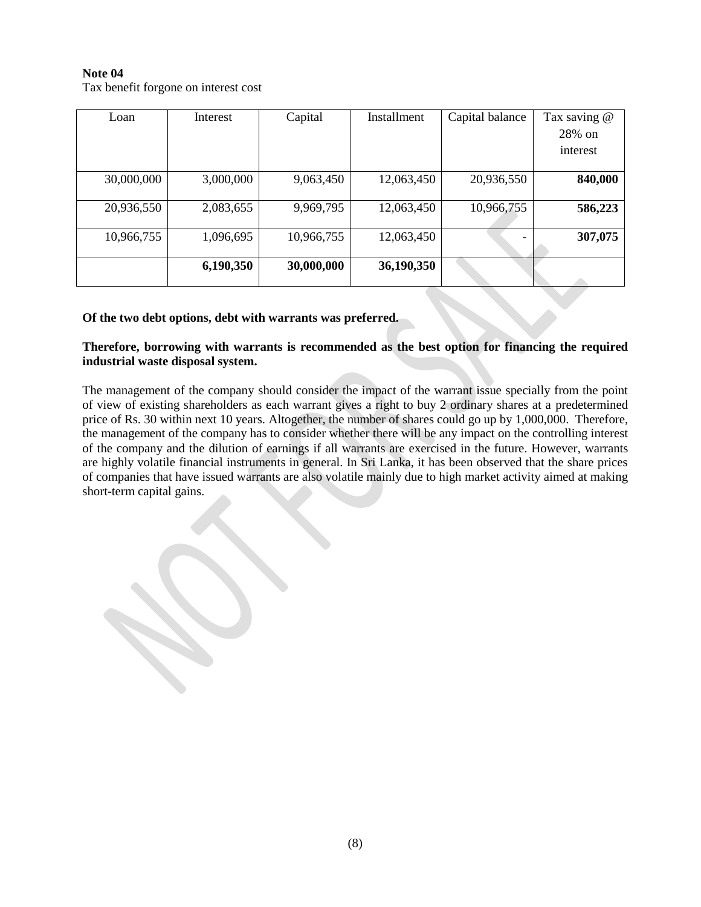**Note 04**

Tax benefit forgone on interest cost

| Loan | Interest | Capital | Installment | Capital balance | Tax saving @ 28% on interest |
|---|---|---|---|---|---|
| 30,000,000 | 3,000,000 | 9,063,450 | 12,063,450 | 20,936,550 | **840,000** |
| 20,936,550 | 2,083,655 | 9,969,795 | 12,063,450 | 10,966,755 | **586,223** |
| 10,966,755 | 1,096,695 | 10,966,755 | 12,063,450 | - | **307,075** |
| | **6,190,350** | **30,000,000** | **36,190,350** | | |

**Of the two debt options, debt with warrants was preferred.**

**Therefore, borrowing with warrants is recommended as the best option for financing the required industrial waste disposal system.**

The management of the company should consider the impact of the warrant issue specially from the point of view of existing shareholders as each warrant gives a right to buy 2 ordinary shares at a predetermined price of Rs. 30 within next 10 years. Altogether, the number of shares could go up by 1,000,000. Therefore, the management of the company has to consider whether there will be any impact on the controlling interest of the company and the dilution of earnings if all warrants are exercised in the future. However, warrants are highly volatile financial instruments in general. In Sri Lanka, it has been observed that the share prices of companies that have issued warrants are also volatile mainly due to high market activity aimed at making short-term capital gains.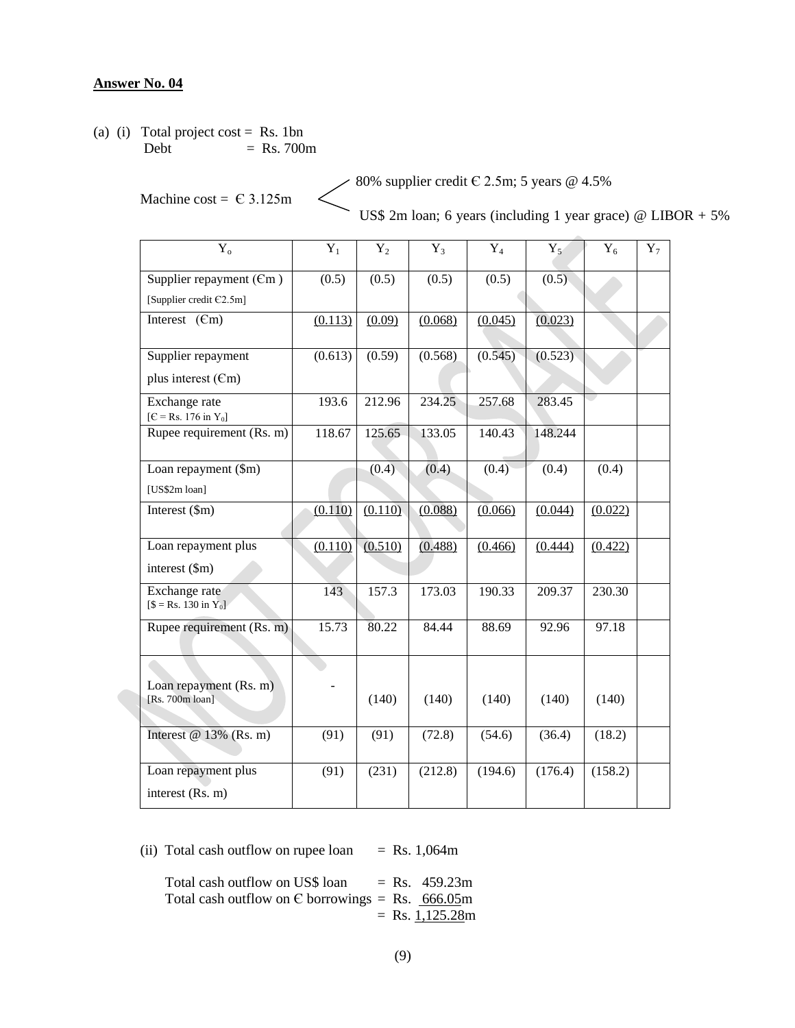**Answer No. 04**

(a) (i) Total project cost = Rs. 1bn
Debt = Rs. 700m

Machine cost = € 3.125m
- 80% supplier credit € 2.5m; 5 years @ 4.5%
- US$ 2m loan; 6 years (including 1 year grace) @ LIBOR + 5%

| $Y_o$ | $Y_1$ | $Y_2$ | $Y_3$ | $Y_4$ | $Y_5$ | $Y_6$ | $Y_7$ |
|---|---|---|---|---|---|---|---|
| Supplier repayment (€m ) [Supplier credit €2.5m] | (0.5) | (0.5) | (0.5) | (0.5) | (0.5) | | |
| Interest (€m) | (0.113) | (0.09) | (0.068) | (0.045) | (0.023) | | |
| Supplier repayment plus interest (€m) | (0.613) | (0.59) | (0.568) | (0.545) | (0.523) | | |
| Exchange rate [€ = Rs. 176 in $Y_0$] | 193.6 | 212.96 | 234.25 | 257.68 | 283.45 | | |
| Rupee requirement (Rs. m) | 118.67 | 125.65 | 133.05 | 140.43 | 148.244 | | |
| Loan repayment ($m) [US$2m loan] | | (0.4) | (0.4) | (0.4) | (0.4) | (0.4) | |
| Interest ($m) | (0.110) | (0.110) | (0.088) | (0.066) | (0.044) | (0.022) | |
| Loan repayment plus interest ($m) | (0.110) | (0.510) | (0.488) | (0.466) | (0.444) | (0.422) | |
| Exchange rate [$ = Rs. 130 in $Y_0$] | 143 | 157.3 | 173.03 | 190.33 | 209.37 | 230.30 | |
| Rupee requirement (Rs. m) | 15.73 | 80.22 | 84.44 | 88.69 | 92.96 | 97.18 | |
| Loan repayment (Rs. m) [Rs. 700m loan] | - | (140) | (140) | (140) | (140) | (140) | |
| Interest @ 13% (Rs. m) | (91) | (91) | (72.8) | (54.6) | (36.4) | (18.2) | |
| Loan repayment plus interest (Rs. m) | (91) | (231) | (212.8) | (194.6) | (176.4) | (158.2) | |

(ii) Total cash outflow on rupee loan = Rs. 1,064m

Total cash outflow on US$ loan = Rs. 459.23m
Total cash outflow on € borrowings = Rs. 666.05m
= Rs. 1,125.28m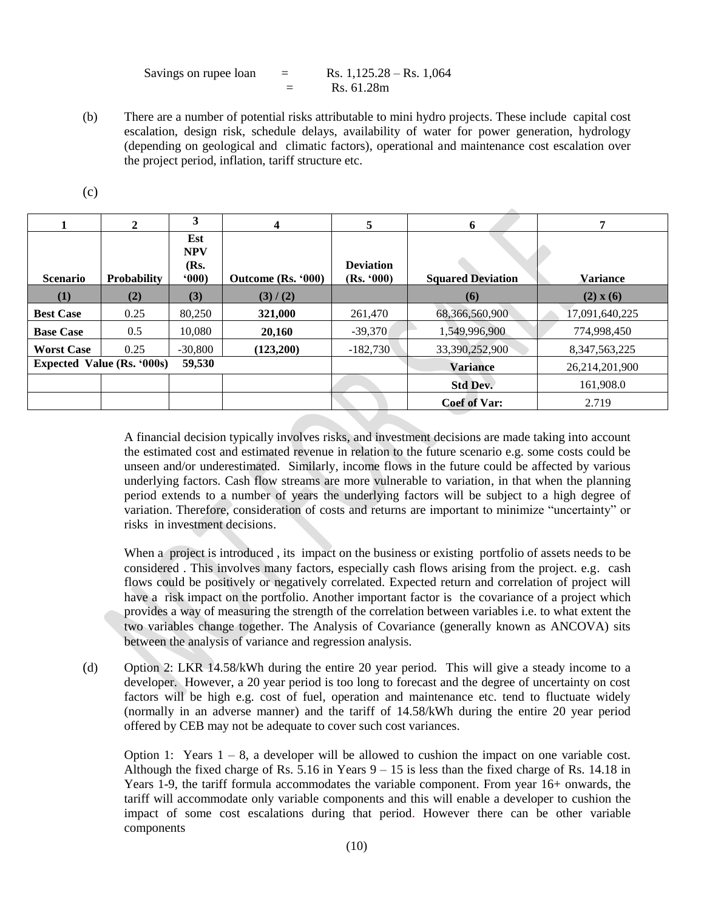Savings on rupee loan = Rs. 1,125.28 – Rs. 1,064

= Rs. 61.28m

(b) There are a number of potential risks attributable to mini hydro projects. These include capital cost escalation, design risk, schedule delays, availability of water for power generation, hydrology (depending on geological and climatic factors), operational and maintenance cost escalation over the project period, inflation, tariff structure etc.

(c)

| 1 | 2 | 3 | 4 | 5 | 6 | 7 |
|---|---|---|---|---|---|---|
| **Scenario** | **Probability** | **Est NPV (Rs. '000)** | **Outcome (Rs. '000)** | **Deviation (Rs. '000)** | **Squared Deviation** | **Variance** |
| **(1)** | **(2)** | **(3)** | **(3) / (2)** | | **(6)** | **(2) x (6)** |
| **Best Case** | 0.25 | 80,250 | **321,000** | 261,470 | 68,366,560,900 | 17,091,640,225 |
| **Base Case** | 0.5 | 10,080 | **20,160** | -39,370 | 1,549,996,900 | 774,998,450 |
| **Worst Case** | 0.25 | -30,800 | **(123,200)** | -182,730 | 33,390,252,900 | 8,347,563,225 |
| **Expected Value (Rs. '000s)** | | **59,530** | | | **Variance** | 26,214,201,900 |
| | | | | | **Std Dev.** | 161,908.0 |
| | | | | | **Coef of Var:** | 2.719 |

A financial decision typically involves risks, and investment decisions are made taking into account the estimated cost and estimated revenue in relation to the future scenario e.g. some costs could be unseen and/or underestimated. Similarly, income flows in the future could be affected by various underlying factors. Cash flow streams are more vulnerable to variation, in that when the planning period extends to a number of years the underlying factors will be subject to a high degree of variation. Therefore, consideration of costs and returns are important to minimize "uncertainty" or risks in investment decisions.

When a project is introduced , its impact on the business or existing portfolio of assets needs to be considered . This involves many factors, especially cash flows arising from the project. e.g. cash flows could be positively or negatively correlated. Expected return and correlation of project will have a risk impact on the portfolio. Another important factor is the covariance of a project which provides a way of measuring the strength of the correlation between variables i.e. to what extent the two variables change together. The Analysis of Covariance (generally known as ANCOVA) sits between the analysis of variance and regression analysis.

(d) Option 2: LKR 14.58/kWh during the entire 20 year period. This will give a steady income to a developer. However, a 20 year period is too long to forecast and the degree of uncertainty on cost factors will be high e.g. cost of fuel, operation and maintenance etc. tend to fluctuate widely (normally in an adverse manner) and the tariff of 14.58/kWh during the entire 20 year period offered by CEB may not be adequate to cover such cost variances.

Option 1: Years 1 – 8, a developer will be allowed to cushion the impact on one variable cost. Although the fixed charge of Rs. 5.16 in Years 9 – 15 is less than the fixed charge of Rs. 14.18 in Years 1-9, the tariff formula accommodates the variable component. From year 16+ onwards, the tariff will accommodate only variable components and this will enable a developer to cushion the impact of some cost escalations during that period. However there can be other variable components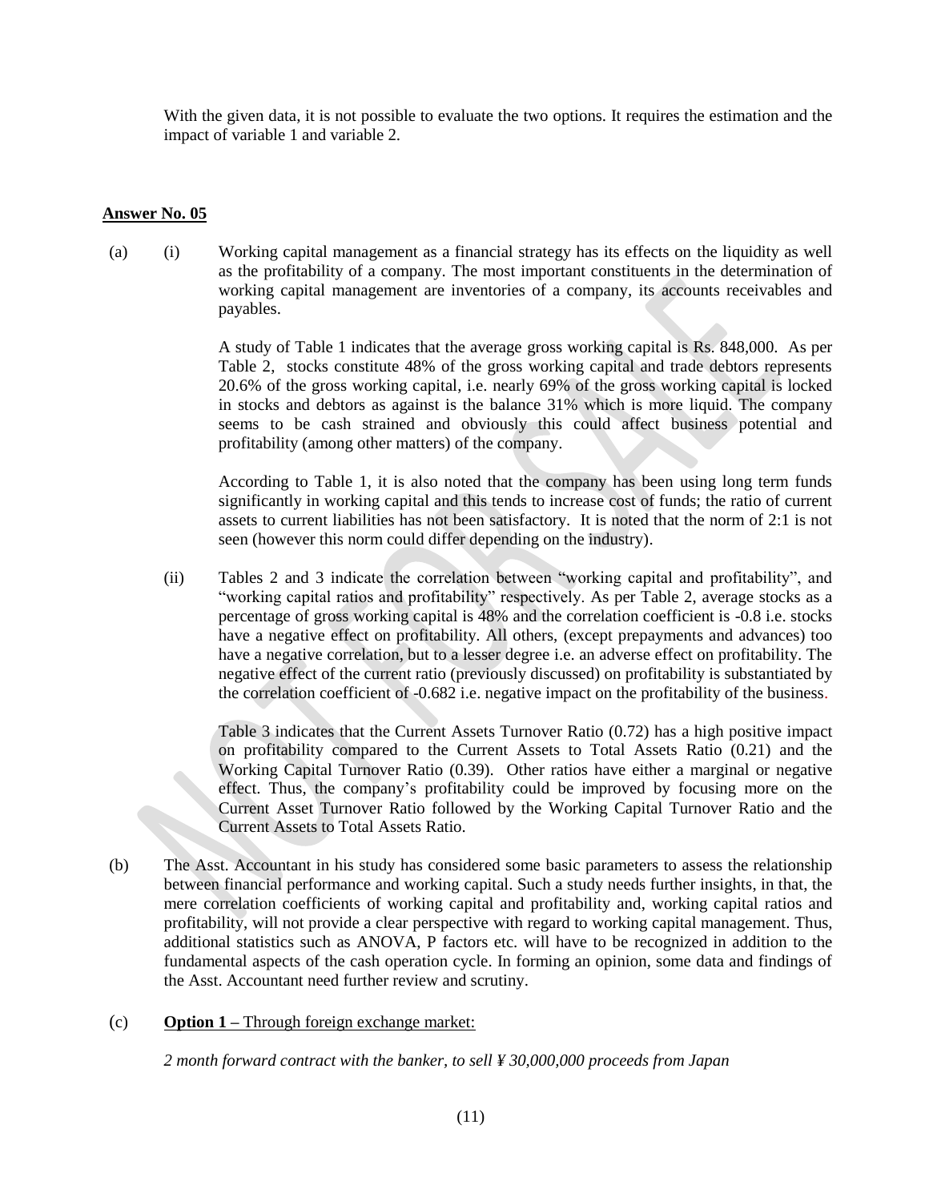With the given data, it is not possible to evaluate the two options. It requires the estimation and the impact of variable 1 and variable 2.

**Answer No. 05**

(a) (i) Working capital management as a financial strategy has its effects on the liquidity as well as the profitability of a company. The most important constituents in the determination of working capital management are inventories of a company, its accounts receivables and payables.

A study of Table 1 indicates that the average gross working capital is Rs. 848,000. As per Table 2, stocks constitute 48% of the gross working capital and trade debtors represents 20.6% of the gross working capital, i.e. nearly 69% of the gross working capital is locked in stocks and debtors as against is the balance 31% which is more liquid. The company seems to be cash strained and obviously this could affect business potential and profitability (among other matters) of the company.

According to Table 1, it is also noted that the company has been using long term funds significantly in working capital and this tends to increase cost of funds; the ratio of current assets to current liabilities has not been satisfactory. It is noted that the norm of 2:1 is not seen (however this norm could differ depending on the industry).

(ii) Tables 2 and 3 indicate the correlation between "working capital and profitability", and "working capital ratios and profitability" respectively. As per Table 2, average stocks as a percentage of gross working capital is 48% and the correlation coefficient is -0.8 i.e. stocks have a negative effect on profitability. All others, (except prepayments and advances) too have a negative correlation, but to a lesser degree i.e. an adverse effect on profitability. The negative effect of the current ratio (previously discussed) on profitability is substantiated by the correlation coefficient of -0.682 i.e. negative impact on the profitability of the business.

Table 3 indicates that the Current Assets Turnover Ratio (0.72) has a high positive impact on profitability compared to the Current Assets to Total Assets Ratio (0.21) and the Working Capital Turnover Ratio (0.39). Other ratios have either a marginal or negative effect. Thus, the company's profitability could be improved by focusing more on the Current Asset Turnover Ratio followed by the Working Capital Turnover Ratio and the Current Assets to Total Assets Ratio.

(b) The Asst. Accountant in his study has considered some basic parameters to assess the relationship between financial performance and working capital. Such a study needs further insights, in that, the mere correlation coefficients of working capital and profitability and, working capital ratios and profitability, will not provide a clear perspective with regard to working capital management. Thus, additional statistics such as ANOVA, P factors etc. will have to be recognized in addition to the fundamental aspects of the cash operation cycle. In forming an opinion, some data and findings of the Asst. Accountant need further review and scrutiny.

(c) **Option 1** – Through foreign exchange market:

*2 month forward contract with the banker, to sell ¥ 30,000,000 proceeds from Japan*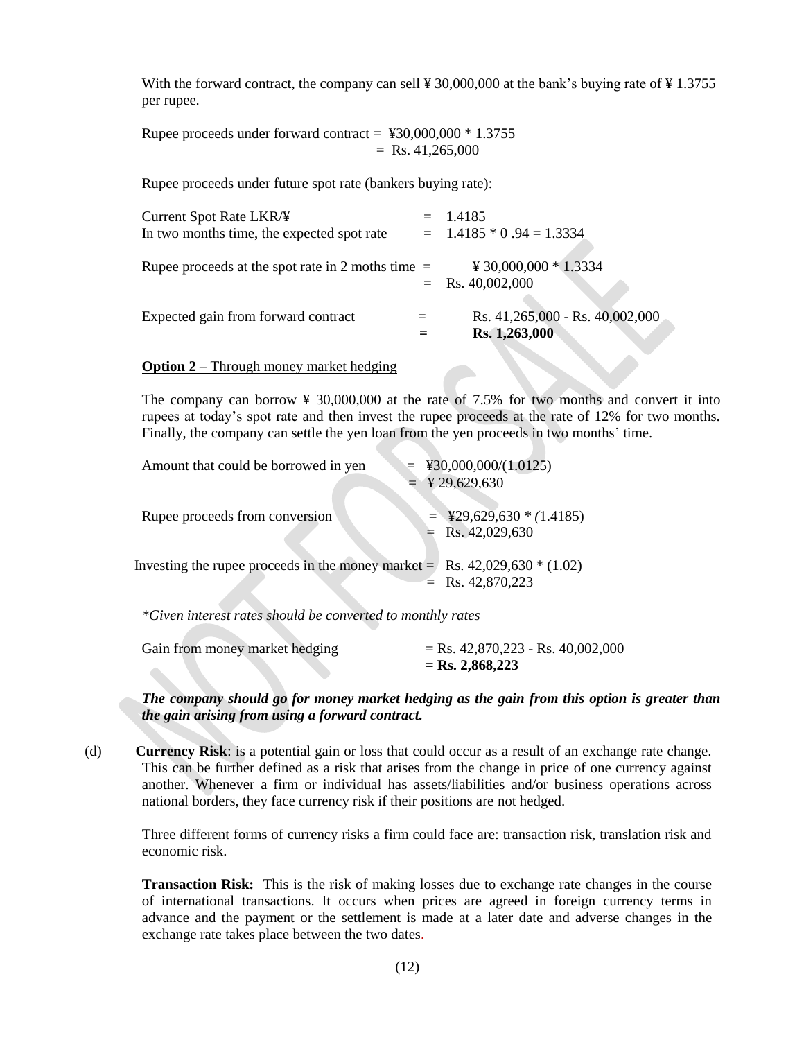With the forward contract, the company can sell ¥ 30,000,000 at the bank's buying rate of ¥ 1.3755 per rupee.

Rupee proceeds under forward contract = ¥30,000,000 * 1.3755
= Rs. 41,265,000

Rupee proceeds under future spot rate (bankers buying rate):

| | | |
|---|---|---|
| Current Spot Rate LKR/¥ | = | 1.4185 |
| In two months time, the expected spot rate | = | 1.4185 * 0 .94 = 1.3334 |
| Rupee proceeds at the spot rate in 2 moths time | = | ¥ 30,000,000 * 1.3334 |
| | = | Rs. 40,002,000 |
| Expected gain from forward contract | = | Rs. 41,265,000 - Rs. 40,002,000 |
| | **=** | **Rs. 1,263,000** |

**Option 2** – Through money market hedging

The company can borrow ¥ 30,000,000 at the rate of 7.5% for two months and convert it into rupees at today's spot rate and then invest the rupee proceeds at the rate of 12% for two months. Finally, the company can settle the yen loan from the yen proceeds in two months' time.

| | | |
|---|---|---|
| Amount that could be borrowed in yen | = | ¥30,000,000/(1.0125) |
| | = | ¥ 29,629,630 |
| Rupee proceeds from conversion | = | ¥29,629,630 * *(*1.4185) |
| | = | Rs. 42,029,630 |
| Investing the rupee proceeds in the money market | = | Rs. 42,029,630 * (1.02) |
| | = | Rs. 42,870,223 |

*\*Given interest rates should be converted to monthly rates*

| | |
|---|---|
| Gain from money market hedging | = Rs. 42,870,223 - Rs. 40,002,000 |
| | **= Rs. 2,868,223** |

***The company should go for money market hedging as the gain from this option is greater than the gain arising from using a forward contract.***

(d) **Currency Risk**: is a potential gain or loss that could occur as a result of an exchange rate change. This can be further defined as a risk that arises from the change in price of one currency against another. Whenever a firm or individual has assets/liabilities and/or business operations across national borders, they face currency risk if their positions are not hedged.

Three different forms of currency risks a firm could face are: transaction risk, translation risk and economic risk.

**Transaction Risk:** This is the risk of making losses due to exchange rate changes in the course of international transactions. It occurs when prices are agreed in foreign currency terms in advance and the payment or the settlement is made at a later date and adverse changes in the exchange rate takes place between the two dates.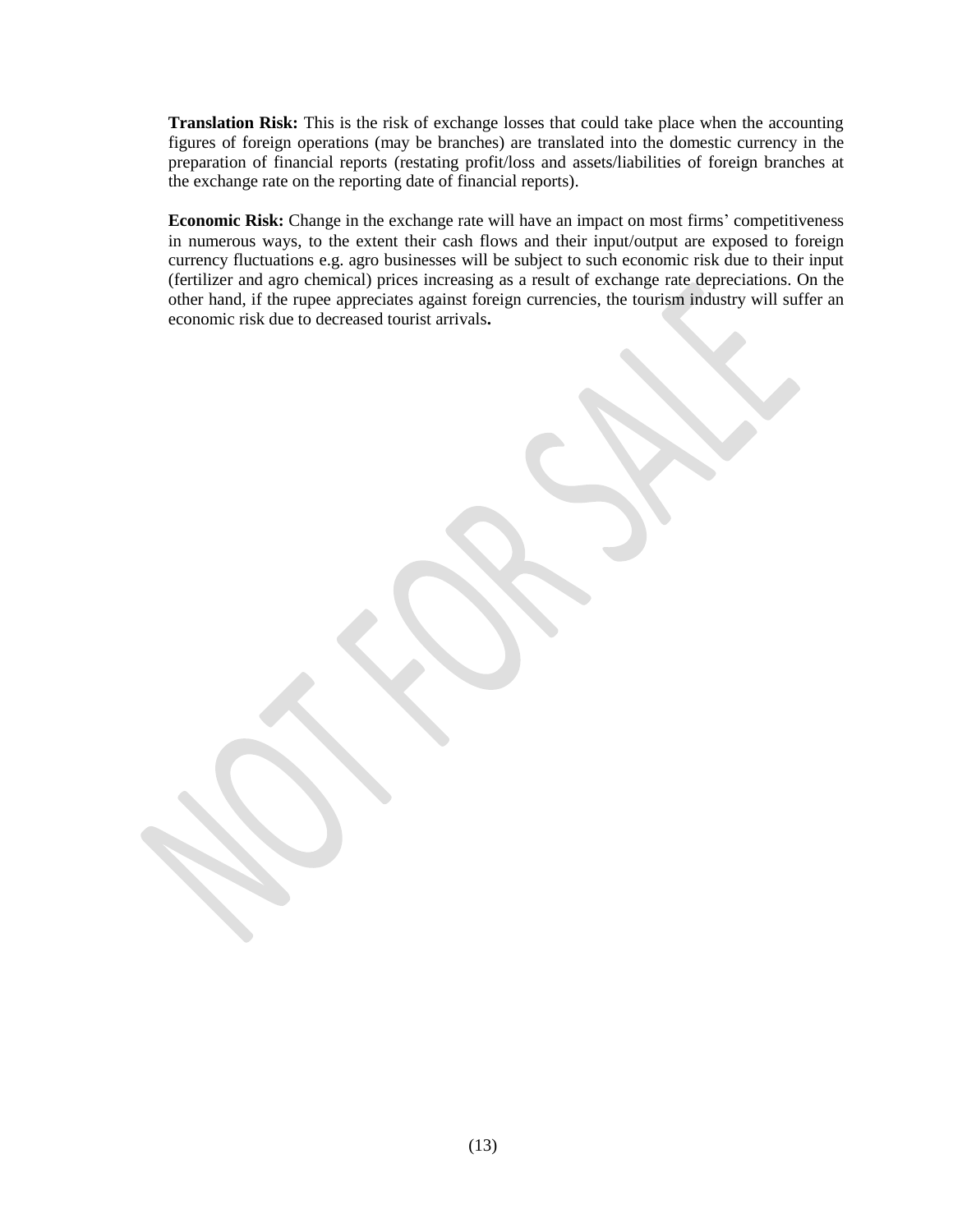**Translation Risk:** This is the risk of exchange losses that could take place when the accounting figures of foreign operations (may be branches) are translated into the domestic currency in the preparation of financial reports (restating profit/loss and assets/liabilities of foreign branches at the exchange rate on the reporting date of financial reports).

**Economic Risk:** Change in the exchange rate will have an impact on most firms' competitiveness in numerous ways, to the extent their cash flows and their input/output are exposed to foreign currency fluctuations e.g. agro businesses will be subject to such economic risk due to their input (fertilizer and agro chemical) prices increasing as a result of exchange rate depreciations. On the other hand, if the rupee appreciates against foreign currencies, the tourism industry will suffer an economic risk due to decreased tourist arrivals**.**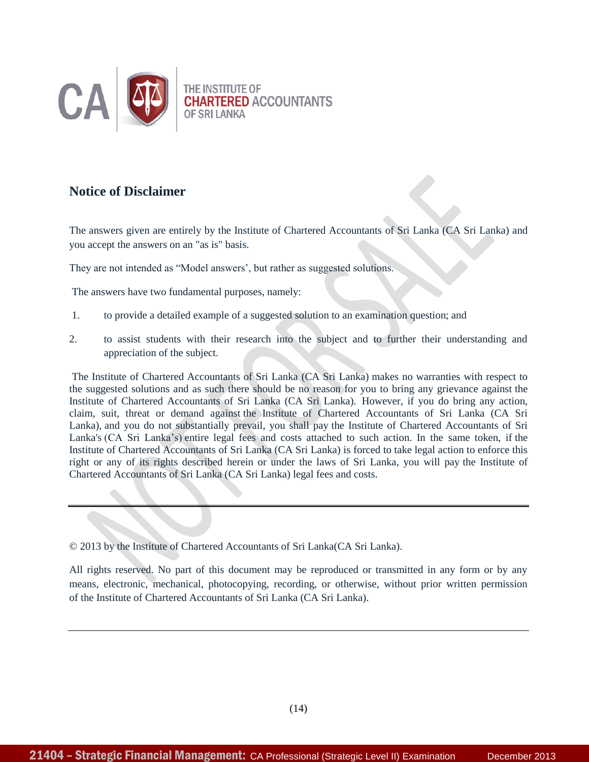THE INSTITUTE OF CHARTERED ACCOUNTANTS OF SRI LANKA

## Notice of Disclaimer

The answers given are entirely by the Institute of Chartered Accountants of Sri Lanka (CA Sri Lanka) and you accept the answers on an "as is" basis.

They are not intended as "Model answers', but rather as suggested solutions.

The answers have two fundamental purposes, namely:

1. to provide a detailed example of a suggested solution to an examination question; and
2. to assist students with their research into the subject and to further their understanding and appreciation of the subject.

The Institute of Chartered Accountants of Sri Lanka (CA Sri Lanka) makes no warranties with respect to the suggested solutions and as such there should be no reason for you to bring any grievance against the Institute of Chartered Accountants of Sri Lanka (CA Sri Lanka). However, if you do bring any action, claim, suit, threat or demand against the Institute of Chartered Accountants of Sri Lanka (CA Sri Lanka), and you do not substantially prevail, you shall pay the Institute of Chartered Accountants of Sri Lanka's (CA Sri Lanka's) entire legal fees and costs attached to such action. In the same token, if the Institute of Chartered Accountants of Sri Lanka (CA Sri Lanka) is forced to take legal action to enforce this right or any of its rights described herein or under the laws of Sri Lanka, you will pay the Institute of Chartered Accountants of Sri Lanka (CA Sri Lanka) legal fees and costs.

---

© 2013 by the Institute of Chartered Accountants of Sri Lanka(CA Sri Lanka).

All rights reserved. No part of this document may be reproduced or transmitted in any form or by any means, electronic, mechanical, photocopying, recording, or otherwise, without prior written permission of the Institute of Chartered Accountants of Sri Lanka (CA Sri Lanka).

---